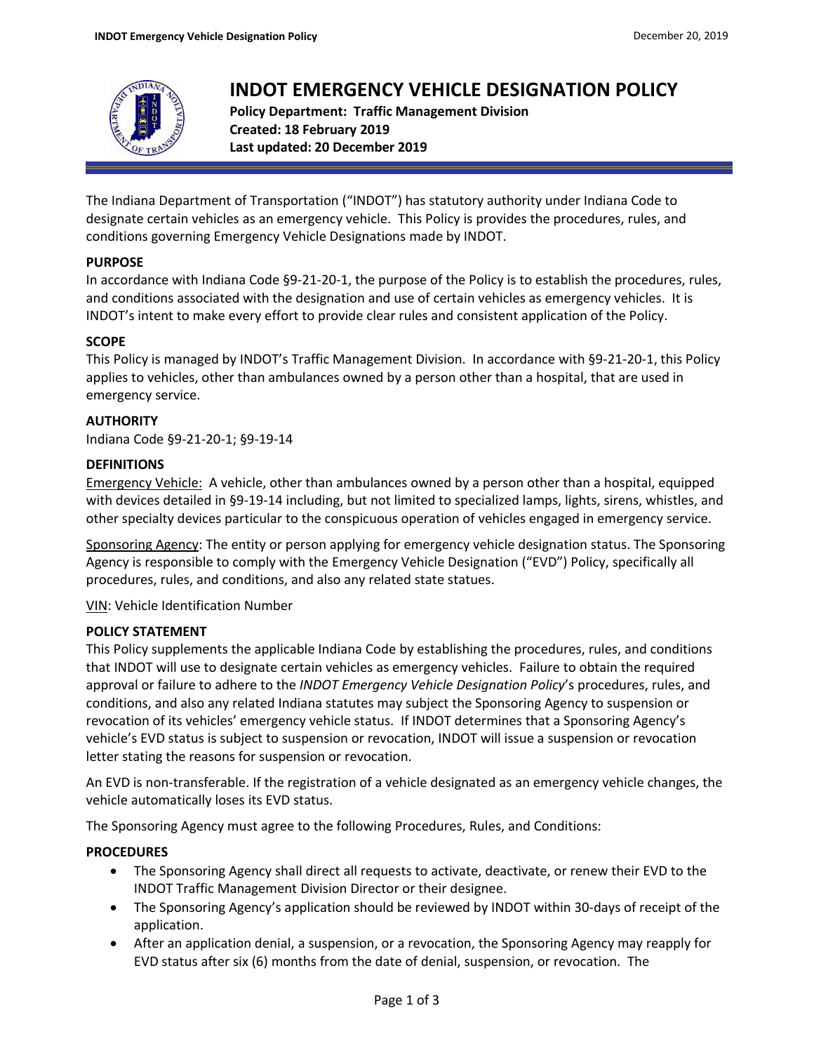# INDOT EMERGENCY VEHICLE DESIGNATION POLICY

**Policy Department: Traffic Management Division**
**Created: 18 February 2019**
**Last updated: 20 December 2019**

The Indiana Department of Transportation ("INDOT") has statutory authority under Indiana Code to designate certain vehicles as an emergency vehicle. This Policy is provides the procedures, rules, and conditions governing Emergency Vehicle Designations made by INDOT.

## PURPOSE

In accordance with Indiana Code §9-21-20-1, the purpose of the Policy is to establish the procedures, rules, and conditions associated with the designation and use of certain vehicles as emergency vehicles. It is INDOT's intent to make every effort to provide clear rules and consistent application of the Policy.

## SCOPE

This Policy is managed by INDOT's Traffic Management Division. In accordance with §9-21-20-1, this Policy applies to vehicles, other than ambulances owned by a person other than a hospital, that are used in emergency service.

## AUTHORITY

Indiana Code §9-21-20-1; §9-19-14

## DEFINITIONS

Emergency Vehicle: A vehicle, other than ambulances owned by a person other than a hospital, equipped with devices detailed in §9-19-14 including, but not limited to specialized lamps, lights, sirens, whistles, and other specialty devices particular to the conspicuous operation of vehicles engaged in emergency service.

Sponsoring Agency: The entity or person applying for emergency vehicle designation status. The Sponsoring Agency is responsible to comply with the Emergency Vehicle Designation ("EVD") Policy, specifically all procedures, rules, and conditions, and also any related state statues.

VIN: Vehicle Identification Number

## POLICY STATEMENT

This Policy supplements the applicable Indiana Code by establishing the procedures, rules, and conditions that INDOT will use to designate certain vehicles as emergency vehicles. Failure to obtain the required approval or failure to adhere to the *INDOT Emergency Vehicle Designation Policy*'s procedures, rules, and conditions, and also any related Indiana statutes may subject the Sponsoring Agency to suspension or revocation of its vehicles' emergency vehicle status. If INDOT determines that a Sponsoring Agency's vehicle's EVD status is subject to suspension or revocation, INDOT will issue a suspension or revocation letter stating the reasons for suspension or revocation.

An EVD is non-transferable. If the registration of a vehicle designated as an emergency vehicle changes, the vehicle automatically loses its EVD status.

The Sponsoring Agency must agree to the following Procedures, Rules, and Conditions:

## PROCEDURES

- The Sponsoring Agency shall direct all requests to activate, deactivate, or renew their EVD to the INDOT Traffic Management Division Director or their designee.
- The Sponsoring Agency's application should be reviewed by INDOT within 30-days of receipt of the application.
- After an application denial, a suspension, or a revocation, the Sponsoring Agency may reapply for EVD status after six (6) months from the date of denial, suspension, or revocation. The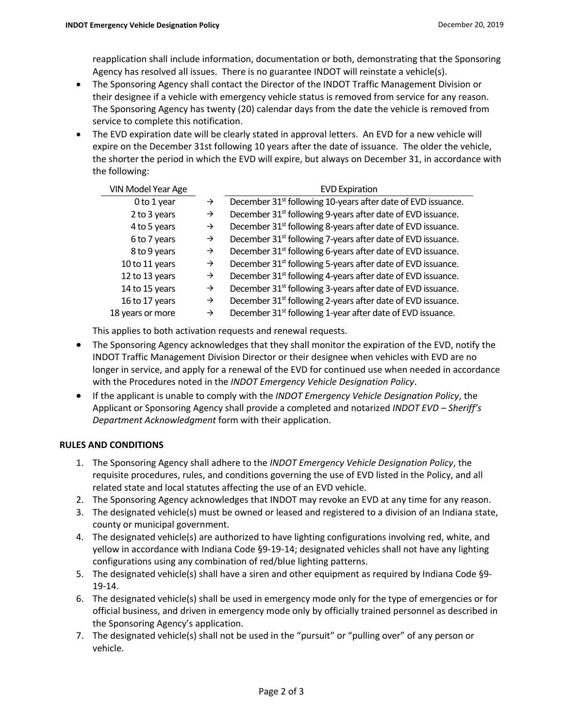reapplication shall include information, documentation or both, demonstrating that the Sponsoring Agency has resolved all issues. There is no guarantee INDOT will reinstate a vehicle(s).

- The Sponsoring Agency shall contact the Director of the INDOT Traffic Management Division or their designee if a vehicle with emergency vehicle status is removed from service for any reason. The Sponsoring Agency has twenty (20) calendar days from the date the vehicle is removed from service to complete this notification.
- The EVD expiration date will be clearly stated in approval letters. An EVD for a new vehicle will expire on the December 31st following 10 years after the date of issuance. The older the vehicle, the shorter the period in which the EVD will expire, but always on December 31, in accordance with the following:

| VIN Model Year Age | | EVD Expiration |
|---|---|---|
| 0 to 1 year | → | December 31st following 10-years after date of EVD issuance. |
| 2 to 3 years | → | December 31st following 9-years after date of EVD issuance. |
| 4 to 5 years | → | December 31st following 8-years after date of EVD issuance. |
| 6 to 7 years | → | December 31st following 7-years after date of EVD issuance. |
| 8 to 9 years | → | December 31st following 6-years after date of EVD issuance. |
| 10 to 11 years | → | December 31st following 5-years after date of EVD issuance. |
| 12 to 13 years | → | December 31st following 4-years after date of EVD issuance. |
| 14 to 15 years | → | December 31st following 3-years after date of EVD issuance. |
| 16 to 17 years | → | December 31st following 2-years after date of EVD issuance. |
| 18 years or more | → | December 31st following 1-year after date of EVD issuance. |

This applies to both activation requests and renewal requests.

- The Sponsoring Agency acknowledges that they shall monitor the expiration of the EVD, notify the INDOT Traffic Management Division Director or their designee when vehicles with EVD are no longer in service, and apply for a renewal of the EVD for continued use when needed in accordance with the Procedures noted in the *INDOT Emergency Vehicle Designation Policy*.
- If the applicant is unable to comply with the *INDOT Emergency Vehicle Designation Policy*, the Applicant or Sponsoring Agency shall provide a completed and notarized *INDOT EVD – Sheriff's Department Acknowledgment* form with their application.

**RULES AND CONDITIONS**

1. The Sponsoring Agency shall adhere to the *INDOT Emergency Vehicle Designation Policy*, the requisite procedures, rules, and conditions governing the use of EVD listed in the Policy, and all related state and local statutes affecting the use of an EVD vehicle.
2. The Sponsoring Agency acknowledges that INDOT may revoke an EVD at any time for any reason.
3. The designated vehicle(s) must be owned or leased and registered to a division of an Indiana state, county or municipal government.
4. The designated vehicle(s) are authorized to have lighting configurations involving red, white, and yellow in accordance with Indiana Code §9-19-14; designated vehicles shall not have any lighting configurations using any combination of red/blue lighting patterns.
5. The designated vehicle(s) shall have a siren and other equipment as required by Indiana Code §9-19-14.
6. The designated vehicle(s) shall be used in emergency mode only for the type of emergencies or for official business, and driven in emergency mode only by officially trained personnel as described in the Sponsoring Agency's application.
7. The designated vehicle(s) shall not be used in the "pursuit" or "pulling over" of any person or vehicle.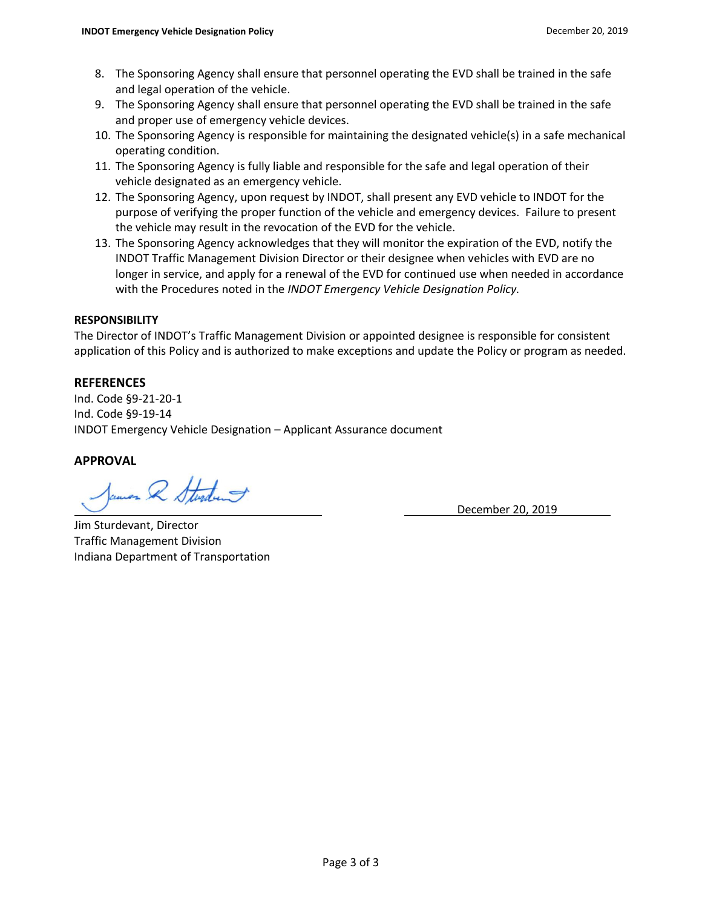8. The Sponsoring Agency shall ensure that personnel operating the EVD shall be trained in the safe and legal operation of the vehicle.
9. The Sponsoring Agency shall ensure that personnel operating the EVD shall be trained in the safe and proper use of emergency vehicle devices.
10. The Sponsoring Agency is responsible for maintaining the designated vehicle(s) in a safe mechanical operating condition.
11. The Sponsoring Agency is fully liable and responsible for the safe and legal operation of their vehicle designated as an emergency vehicle.
12. The Sponsoring Agency, upon request by INDOT, shall present any EVD vehicle to INDOT for the purpose of verifying the proper function of the vehicle and emergency devices. Failure to present the vehicle may result in the revocation of the EVD for the vehicle.
13. The Sponsoring Agency acknowledges that they will monitor the expiration of the EVD, notify the INDOT Traffic Management Division Director or their designee when vehicles with EVD are no longer in service, and apply for a renewal of the EVD for continued use when needed in accordance with the Procedures noted in the *INDOT Emergency Vehicle Designation Policy.*

**RESPONSIBILITY**

The Director of INDOT's Traffic Management Division or appointed designee is responsible for consistent application of this Policy and is authorized to make exceptions and update the Policy or program as needed.

## REFERENCES

Ind. Code §9-21-20-1
Ind. Code §9-19-14
INDOT Emergency Vehicle Designation – Applicant Assurance document

## APPROVAL

December 20, 2019

Jim Sturdevant, Director
Traffic Management Division
Indiana Department of Transportation